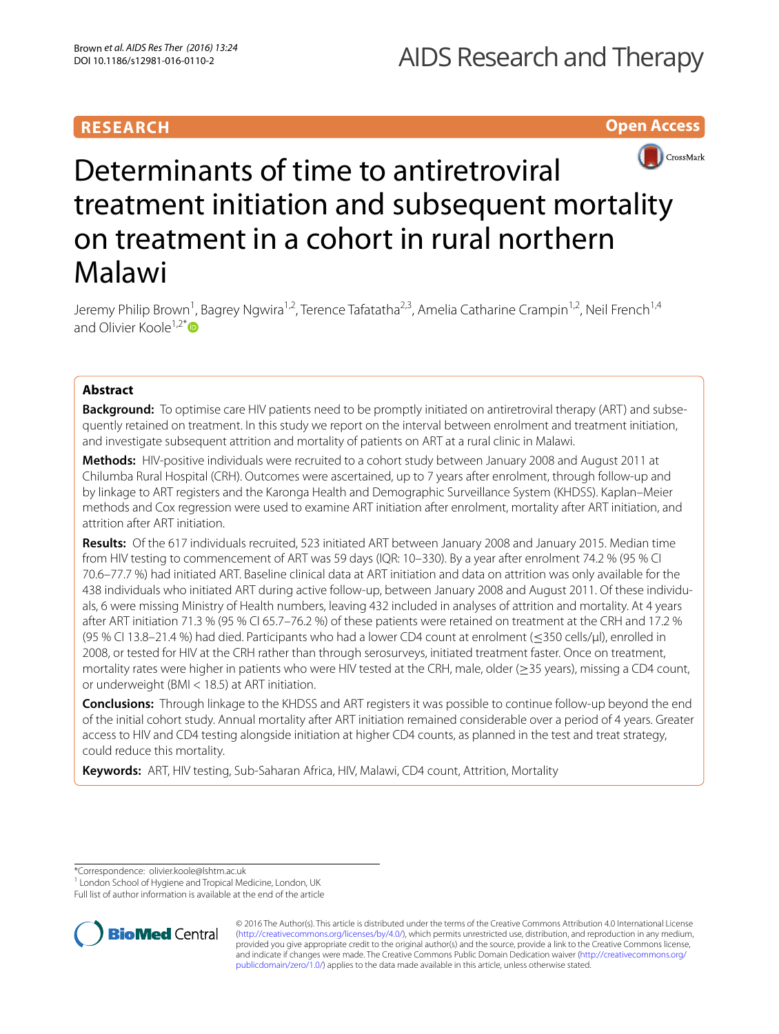RESEARCH

Open Access

# Determinants of time to antiretroviral treatment initiation and subsequent mortality on treatment in a cohort in rural northern Malawi

Jeremy Philip Brown[1], Bagrey Ngwira[1,2], Terence Tafatatha[2,3], Amelia Catharine Crampin[1,2], Neil French[1,4] and Olivier Koole[1,2*]

## Abstract

**Background:** To optimise care HIV patients need to be promptly initiated on antiretroviral therapy (ART) and subsequently retained on treatment. In this study we report on the interval between enrolment and treatment initiation, and investigate subsequent attrition and mortality of patients on ART at a rural clinic in Malawi.

**Methods:** HIV-positive individuals were recruited to a cohort study between January 2008 and August 2011 at Chilumba Rural Hospital (CRH). Outcomes were ascertained, up to 7 years after enrolment, through follow-up and by linkage to ART registers and the Karonga Health and Demographic Surveillance System (KHDSS). Kaplan–Meier methods and Cox regression were used to examine ART initiation after enrolment, mortality after ART initiation, and attrition after ART initiation.

**Results:** Of the 617 individuals recruited, 523 initiated ART between January 2008 and January 2015. Median time from HIV testing to commencement of ART was 59 days (IQR: 10–330). By a year after enrolment 74.2 % (95 % CI 70.6–77.7 %) had initiated ART. Baseline clinical data at ART initiation and data on attrition was only available for the 438 individuals who initiated ART during active follow-up, between January 2008 and August 2011. Of these individuals, 6 were missing Ministry of Health numbers, leaving 432 included in analyses of attrition and mortality. At 4 years after ART initiation 71.3 % (95 % CI 65.7–76.2 %) of these patients were retained on treatment at the CRH and 17.2 % (95 % CI 13.8–21.4 %) had died. Participants who had a lower CD4 count at enrolment (≤350 cells/μl), enrolled in 2008, or tested for HIV at the CRH rather than through serosurveys, initiated treatment faster. Once on treatment, mortality rates were higher in patients who were HIV tested at the CRH, male, older (≥35 years), missing a CD4 count, or underweight (BMI < 18.5) at ART initiation.

**Conclusions:** Through linkage to the KHDSS and ART registers it was possible to continue follow-up beyond the end of the initial cohort study. Annual mortality after ART initiation remained considerable over a period of 4 years. Greater access to HIV and CD4 testing alongside initiation at higher CD4 counts, as planned in the test and treat strategy, could reduce this mortality.

**Keywords:** ART, HIV testing, Sub-Saharan Africa, HIV, Malawi, CD4 count, Attrition, Mortality

*Correspondence: olivier.koole@lshtm.ac.uk

[1] London School of Hygiene and Tropical Medicine, London, UK

Full list of author information is available at the end of the article

© 2016 The Author(s). This article is distributed under the terms of the Creative Commons Attribution 4.0 International License (http://creativecommons.org/licenses/by/4.0/), which permits unrestricted use, distribution, and reproduction in any medium, provided you give appropriate credit to the original author(s) and the source, provide a link to the Creative Commons license, and indicate if changes were made. The Creative Commons Public Domain Dedication waiver (http://creativecommons.org/publicdomain/zero/1.0/) applies to the data made available in this article, unless otherwise stated.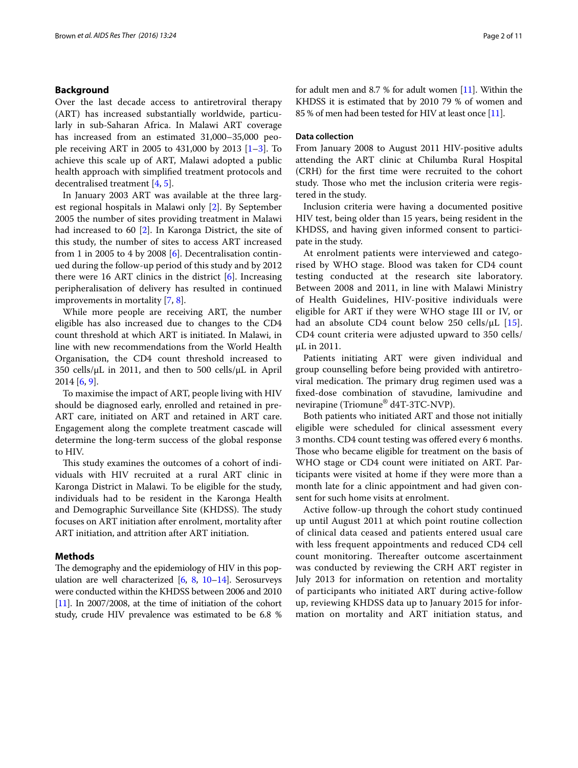## Background

Over the last decade access to antiretroviral therapy (ART) has increased substantially worldwide, particularly in sub-Saharan Africa. In Malawi ART coverage has increased from an estimated 31,000–35,000 people receiving ART in 2005 to 431,000 by 2013 [1–3]. To achieve this scale up of ART, Malawi adopted a public health approach with simplified treatment protocols and decentralised treatment [4, 5].

In January 2003 ART was available at the three largest regional hospitals in Malawi only [2]. By September 2005 the number of sites providing treatment in Malawi had increased to 60 [2]. In Karonga District, the site of this study, the number of sites to access ART increased from 1 in 2005 to 4 by 2008 [6]. Decentralisation continued during the follow-up period of this study and by 2012 there were 16 ART clinics in the district [6]. Increasing peripheralisation of delivery has resulted in continued improvements in mortality [7, 8].

While more people are receiving ART, the number eligible has also increased due to changes to the CD4 count threshold at which ART is initiated. In Malawi, in line with new recommendations from the World Health Organisation, the CD4 count threshold increased to 350 cells/μL in 2011, and then to 500 cells/μL in April 2014 [6, 9].

To maximise the impact of ART, people living with HIV should be diagnosed early, enrolled and retained in pre-ART care, initiated on ART and retained in ART care. Engagement along the complete treatment cascade will determine the long-term success of the global response to HIV.

This study examines the outcomes of a cohort of individuals with HIV recruited at a rural ART clinic in Karonga District in Malawi. To be eligible for the study, individuals had to be resident in the Karonga Health and Demographic Surveillance Site (KHDSS). The study focuses on ART initiation after enrolment, mortality after ART initiation, and attrition after ART initiation.

## Methods

The demography and the epidemiology of HIV in this population are well characterized [6, 8, 10–14]. Serosurveys were conducted within the KHDSS between 2006 and 2010 [11]. In 2007/2008, at the time of initiation of the cohort study, crude HIV prevalence was estimated to be 6.8 % for adult men and 8.7 % for adult women [11]. Within the KHDSS it is estimated that by 2010 79 % of women and 85 % of men had been tested for HIV at least once [11].

### Data collection

From January 2008 to August 2011 HIV-positive adults attending the ART clinic at Chilumba Rural Hospital (CRH) for the first time were recruited to the cohort study. Those who met the inclusion criteria were registered in the study.

Inclusion criteria were having a documented positive HIV test, being older than 15 years, being resident in the KHDSS, and having given informed consent to participate in the study.

At enrolment patients were interviewed and categorised by WHO stage. Blood was taken for CD4 count testing conducted at the research site laboratory. Between 2008 and 2011, in line with Malawi Ministry of Health Guidelines, HIV-positive individuals were eligible for ART if they were WHO stage III or IV, or had an absolute CD4 count below 250 cells/μL [15]. CD4 count criteria were adjusted upward to 350 cells/μL in 2011.

Patients initiating ART were given individual and group counselling before being provided with antiretroviral medication. The primary drug regimen used was a fixed-dose combination of stavudine, lamivudine and nevirapine (Triomune® d4T-3TC-NVP).

Both patients who initiated ART and those not initially eligible were scheduled for clinical assessment every 3 months. CD4 count testing was offered every 6 months. Those who became eligible for treatment on the basis of WHO stage or CD4 count were initiated on ART. Participants were visited at home if they were more than a month late for a clinic appointment and had given consent for such home visits at enrolment.

Active follow-up through the cohort study continued up until August 2011 at which point routine collection of clinical data ceased and patients entered usual care with less frequent appointments and reduced CD4 cell count monitoring. Thereafter outcome ascertainment was conducted by reviewing the CRH ART register in July 2013 for information on retention and mortality of participants who initiated ART during active-follow up, reviewing KHDSS data up to January 2015 for information on mortality and ART initiation status, and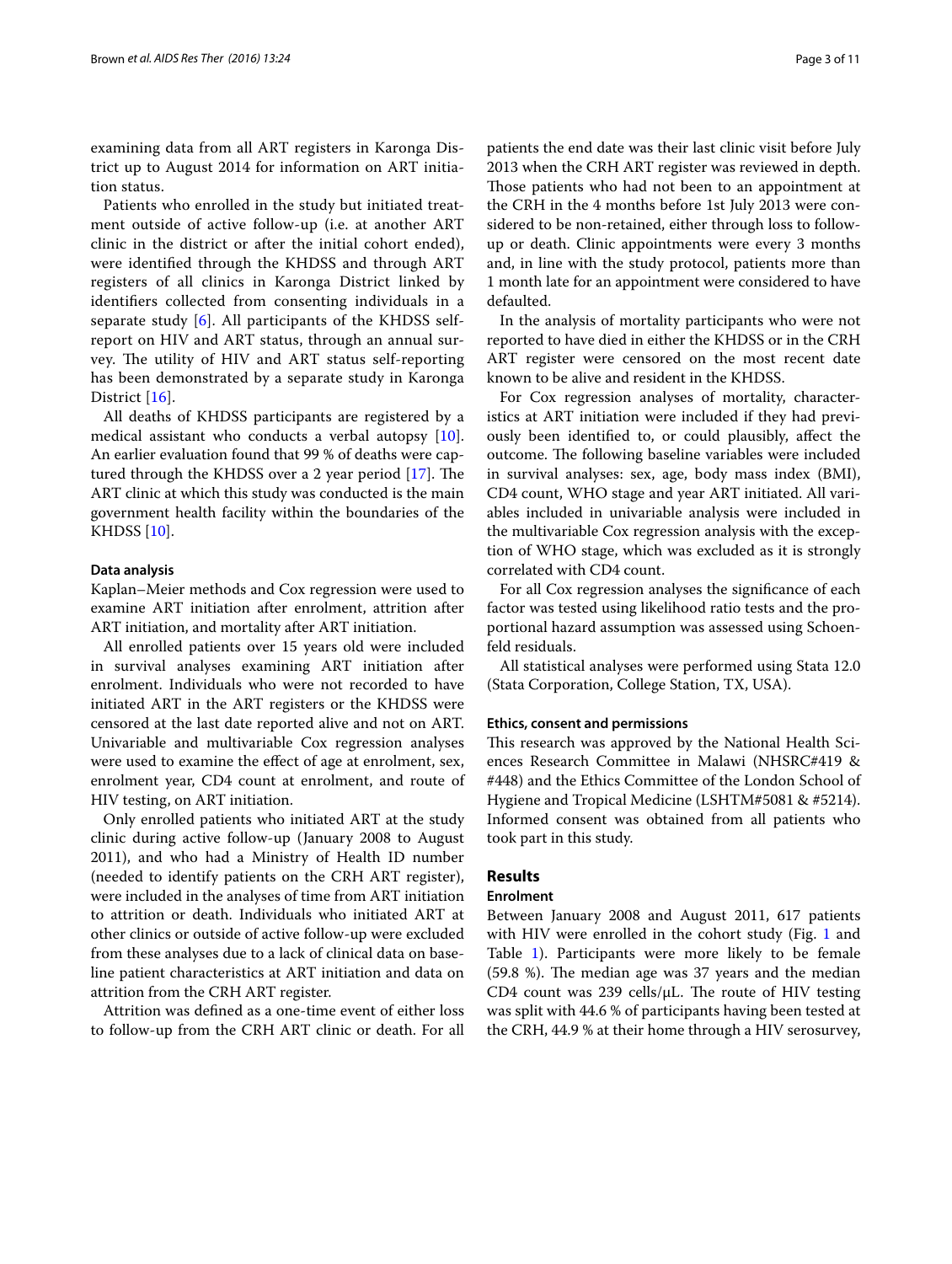examining data from all ART registers in Karonga District up to August 2014 for information on ART initiation status.

Patients who enrolled in the study but initiated treatment outside of active follow-up (i.e. at another ART clinic in the district or after the initial cohort ended), were identified through the KHDSS and through ART registers of all clinics in Karonga District linked by identifiers collected from consenting individuals in a separate study [6]. All participants of the KHDSS self-report on HIV and ART status, through an annual survey. The utility of HIV and ART status self-reporting has been demonstrated by a separate study in Karonga District [16].

All deaths of KHDSS participants are registered by a medical assistant who conducts a verbal autopsy [10]. An earlier evaluation found that 99 % of deaths were captured through the KHDSS over a 2 year period [17]. The ART clinic at which this study was conducted is the main government health facility within the boundaries of the KHDSS [10].

#### Data analysis

Kaplan–Meier methods and Cox regression were used to examine ART initiation after enrolment, attrition after ART initiation, and mortality after ART initiation.

All enrolled patients over 15 years old were included in survival analyses examining ART initiation after enrolment. Individuals who were not recorded to have initiated ART in the ART registers or the KHDSS were censored at the last date reported alive and not on ART. Univariable and multivariable Cox regression analyses were used to examine the effect of age at enrolment, sex, enrolment year, CD4 count at enrolment, and route of HIV testing, on ART initiation.

Only enrolled patients who initiated ART at the study clinic during active follow-up (January 2008 to August 2011), and who had a Ministry of Health ID number (needed to identify patients on the CRH ART register), were included in the analyses of time from ART initiation to attrition or death. Individuals who initiated ART at other clinics or outside of active follow-up were excluded from these analyses due to a lack of clinical data on baseline patient characteristics at ART initiation and data on attrition from the CRH ART register.

Attrition was defined as a one-time event of either loss to follow-up from the CRH ART clinic or death. For all patients the end date was their last clinic visit before July 2013 when the CRH ART register was reviewed in depth. Those patients who had not been to an appointment at the CRH in the 4 months before 1st July 2013 were considered to be non-retained, either through loss to follow-up or death. Clinic appointments were every 3 months and, in line with the study protocol, patients more than 1 month late for an appointment were considered to have defaulted.

In the analysis of mortality participants who were not reported to have died in either the KHDSS or in the CRH ART register were censored on the most recent date known to be alive and resident in the KHDSS.

For Cox regression analyses of mortality, characteristics at ART initiation were included if they had previously been identified to, or could plausibly, affect the outcome. The following baseline variables were included in survival analyses: sex, age, body mass index (BMI), CD4 count, WHO stage and year ART initiated. All variables included in univariable analysis were included in the multivariable Cox regression analysis with the exception of WHO stage, which was excluded as it is strongly correlated with CD4 count.

For all Cox regression analyses the significance of each factor was tested using likelihood ratio tests and the proportional hazard assumption was assessed using Schoenfeld residuals.

All statistical analyses were performed using Stata 12.0 (Stata Corporation, College Station, TX, USA).

#### Ethics, consent and permissions

This research was approved by the National Health Sciences Research Committee in Malawi (NHSRC#419 & #448) and the Ethics Committee of the London School of Hygiene and Tropical Medicine (LSHTM#5081 & #5214). Informed consent was obtained from all patients who took part in this study.

## Results

### Enrolment

Between January 2008 and August 2011, 617 patients with HIV were enrolled in the cohort study (Fig. 1 and Table 1). Participants were more likely to be female (59.8 %). The median age was 37 years and the median CD4 count was 239 cells/μL. The route of HIV testing was split with 44.6 % of participants having been tested at the CRH, 44.9 % at their home through a HIV serosurvey,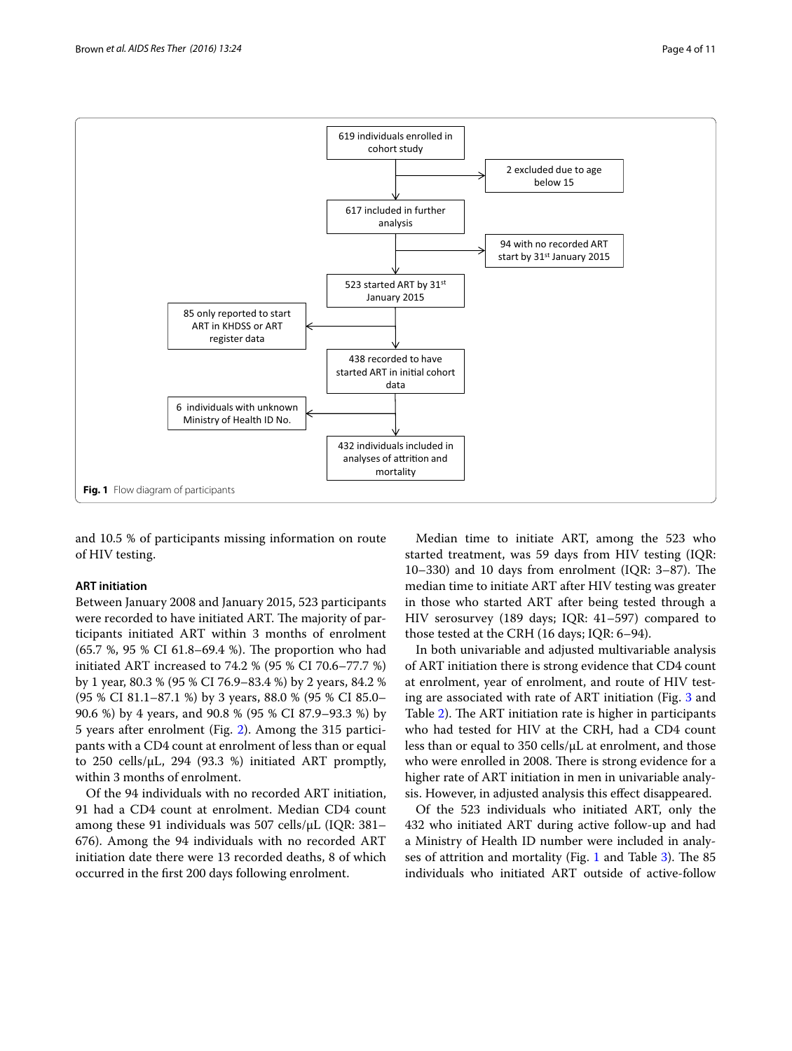619 individuals enrolled in cohort study

2 excluded due to age below 15

617 included in further analysis

94 with no recorded ART start by 31st January 2015

523 started ART by 31st January 2015

85 only reported to start ART in KHDSS or ART register data

438 recorded to have started ART in initial cohort data

6 individuals with unknown Ministry of Health ID No.

432 individuals included in analyses of attrition and mortality

**Fig. 1** Flow diagram of participants

and 10.5 % of participants missing information on route of HIV testing.

**ART initiation**

Between January 2008 and January 2015, 523 participants were recorded to have initiated ART. The majority of participants initiated ART within 3 months of enrolment (65.7 %, 95 % CI 61.8–69.4 %). The proportion who had initiated ART increased to 74.2 % (95 % CI 70.6–77.7 %) by 1 year, 80.3 % (95 % CI 76.9–83.4 %) by 2 years, 84.2 % (95 % CI 81.1–87.1 %) by 3 years, 88.0 % (95 % CI 85.0–90.6 %) by 4 years, and 90.8 % (95 % CI 87.9–93.3 %) by 5 years after enrolment (Fig. 2). Among the 315 participants with a CD4 count at enrolment of less than or equal to 250 cells/μL, 294 (93.3 %) initiated ART promptly, within 3 months of enrolment.

Of the 94 individuals with no recorded ART initiation, 91 had a CD4 count at enrolment. Median CD4 count among these 91 individuals was 507 cells/μL (IQR: 381–676). Among the 94 individuals with no recorded ART initiation date there were 13 recorded deaths, 8 of which occurred in the first 200 days following enrolment.

Median time to initiate ART, among the 523 who started treatment, was 59 days from HIV testing (IQR: 10–330) and 10 days from enrolment (IQR: 3–87). The median time to initiate ART after HIV testing was greater in those who started ART after being tested through a HIV serosurvey (189 days; IQR: 41–597) compared to those tested at the CRH (16 days; IQR: 6–94).

In both univariable and adjusted multivariable analysis of ART initiation there is strong evidence that CD4 count at enrolment, year of enrolment, and route of HIV testing are associated with rate of ART initiation (Fig. 3 and Table 2). The ART initiation rate is higher in participants who had tested for HIV at the CRH, had a CD4 count less than or equal to 350 cells/μL at enrolment, and those who were enrolled in 2008. There is strong evidence for a higher rate of ART initiation in men in univariable analysis. However, in adjusted analysis this effect disappeared.

Of the 523 individuals who initiated ART, only the 432 who initiated ART during active follow-up and had a Ministry of Health ID number were included in analyses of attrition and mortality (Fig. 1 and Table 3). The 85 individuals who initiated ART outside of active-follow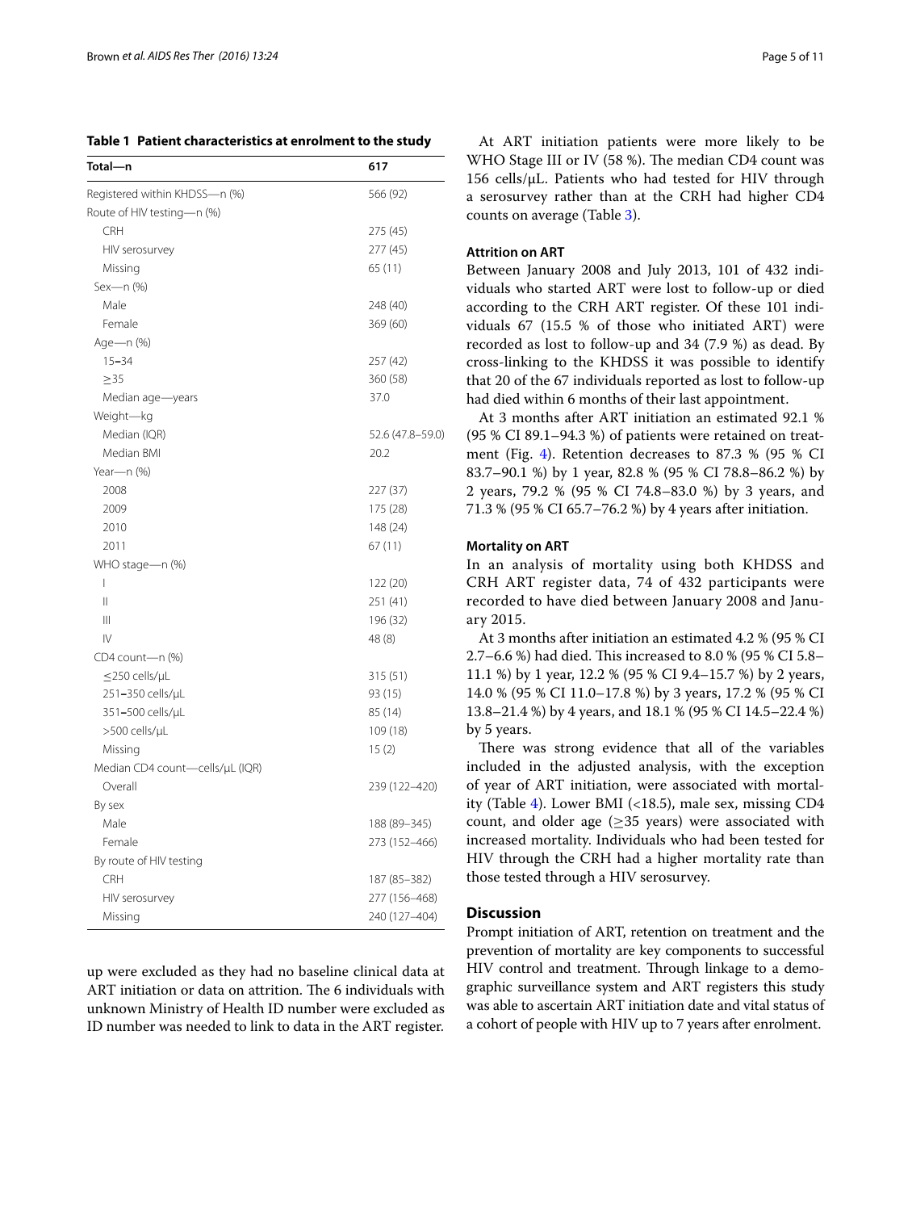**Table 1 Patient characteristics at enrolment to the study**

| Total—n | 617 |
|---|---|
| Registered within KHDSS—n (%) | 566 (92) |
| Route of HIV testing—n (%) | |
| CRH | 275 (45) |
| HIV serosurvey | 277 (45) |
| Missing | 65 (11) |
| Sex—n (%) | |
| Male | 248 (40) |
| Female | 369 (60) |
| Age—n (%) | |
| 15–34 | 257 (42) |
| ≥35 | 360 (58) |
| Median age—years | 37.0 |
| Weight—kg | |
| Median (IQR) | 52.6 (47.8–59.0) |
| Median BMI | 20.2 |
| Year—n (%) | |
| 2008 | 227 (37) |
| 2009 | 175 (28) |
| 2010 | 148 (24) |
| 2011 | 67 (11) |
| WHO stage—n (%) | |
| I | 122 (20) |
| II | 251 (41) |
| III | 196 (32) |
| IV | 48 (8) |
| CD4 count—n (%) | |
| ≤250 cells/μL | 315 (51) |
| 251–350 cells/μL | 93 (15) |
| 351–500 cells/μL | 85 (14) |
| >500 cells/μL | 109 (18) |
| Missing | 15 (2) |
| Median CD4 count—cells/μL (IQR) | |
| Overall | 239 (122–420) |
| By sex | |
| Male | 188 (89–345) |
| Female | 273 (152–466) |
| By route of HIV testing | |
| CRH | 187 (85–382) |
| HIV serosurvey | 277 (156–468) |
| Missing | 240 (127–404) |

up were excluded as they had no baseline clinical data at ART initiation or data on attrition. The 6 individuals with unknown Ministry of Health ID number were excluded as ID number was needed to link to data in the ART register.

At ART initiation patients were more likely to be WHO Stage III or IV (58 %). The median CD4 count was 156 cells/μL. Patients who had tested for HIV through a serosurvey rather than at the CRH had higher CD4 counts on average (Table 3).

### Attrition on ART

Between January 2008 and July 2013, 101 of 432 individuals who started ART were lost to follow-up or died according to the CRH ART register. Of these 101 individuals 67 (15.5 % of those who initiated ART) were recorded as lost to follow-up and 34 (7.9 %) as dead. By cross-linking to the KHDSS it was possible to identify that 20 of the 67 individuals reported as lost to follow-up had died within 6 months of their last appointment.

At 3 months after ART initiation an estimated 92.1 % (95 % CI 89.1–94.3 %) of patients were retained on treatment (Fig. 4). Retention decreases to 87.3 % (95 % CI 83.7–90.1 %) by 1 year, 82.8 % (95 % CI 78.8–86.2 %) by 2 years, 79.2 % (95 % CI 74.8–83.0 %) by 3 years, and 71.3 % (95 % CI 65.7–76.2 %) by 4 years after initiation.

### Mortality on ART

In an analysis of mortality using both KHDSS and CRH ART register data, 74 of 432 participants were recorded to have died between January 2008 and January 2015.

At 3 months after initiation an estimated 4.2 % (95 % CI 2.7–6.6 %) had died. This increased to 8.0 % (95 % CI 5.8–11.1 %) by 1 year, 12.2 % (95 % CI 9.4–15.7 %) by 2 years, 14.0 % (95 % CI 11.0–17.8 %) by 3 years, 17.2 % (95 % CI 13.8–21.4 %) by 4 years, and 18.1 % (95 % CI 14.5–22.4 %) by 5 years.

There was strong evidence that all of the variables included in the adjusted analysis, with the exception of year of ART initiation, were associated with mortality (Table 4). Lower BMI (<18.5), male sex, missing CD4 count, and older age (≥35 years) were associated with increased mortality. Individuals who had been tested for HIV through the CRH had a higher mortality rate than those tested through a HIV serosurvey.

## Discussion

Prompt initiation of ART, retention on treatment and the prevention of mortality are key components to successful HIV control and treatment. Through linkage to a demographic surveillance system and ART registers this study was able to ascertain ART initiation date and vital status of a cohort of people with HIV up to 7 years after enrolment.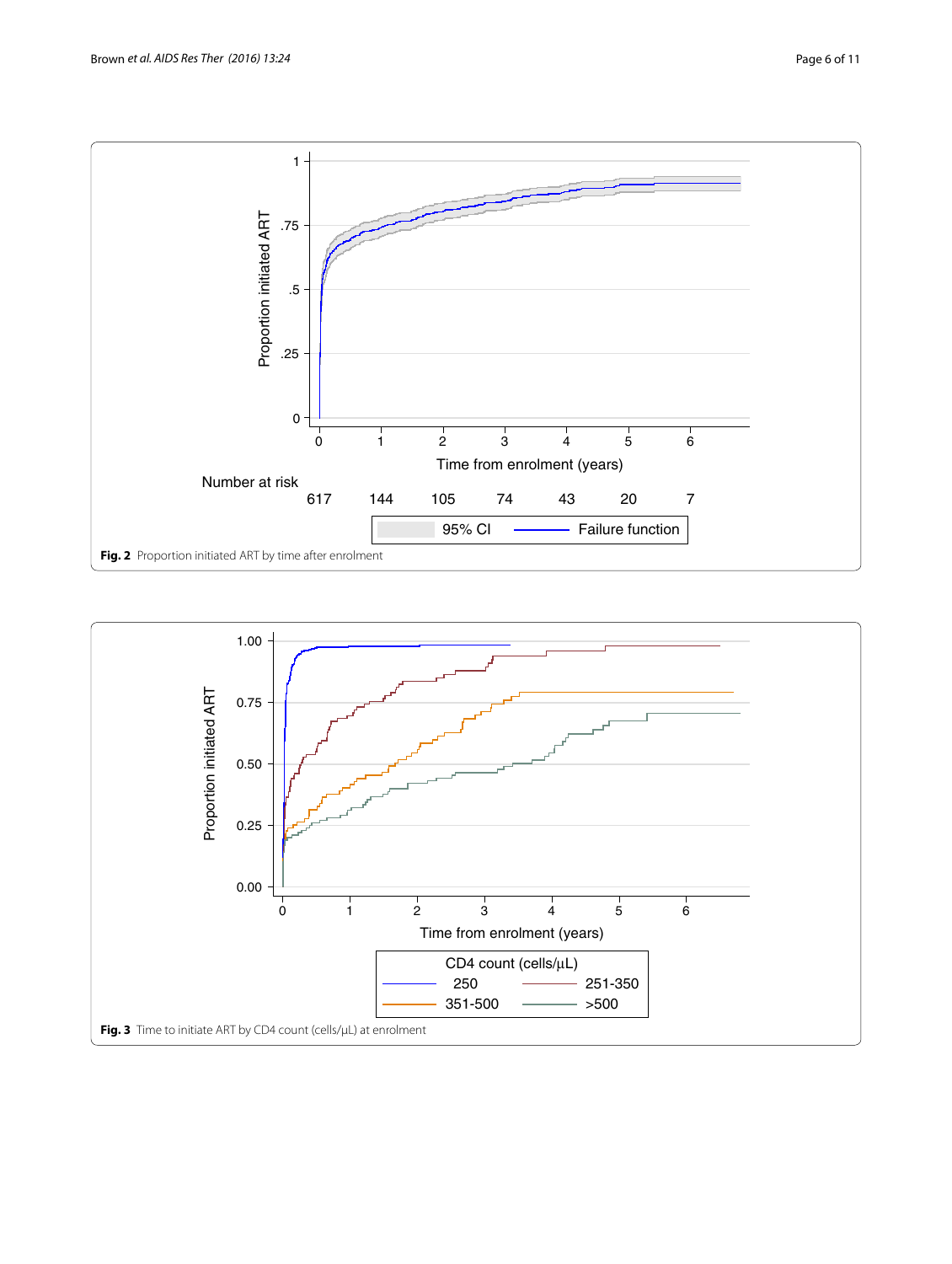Fig. 2 Proportion initiated ART by time after enrolment

Fig. 3 Time to initiate ART by CD4 count (cells/μL) at enrolment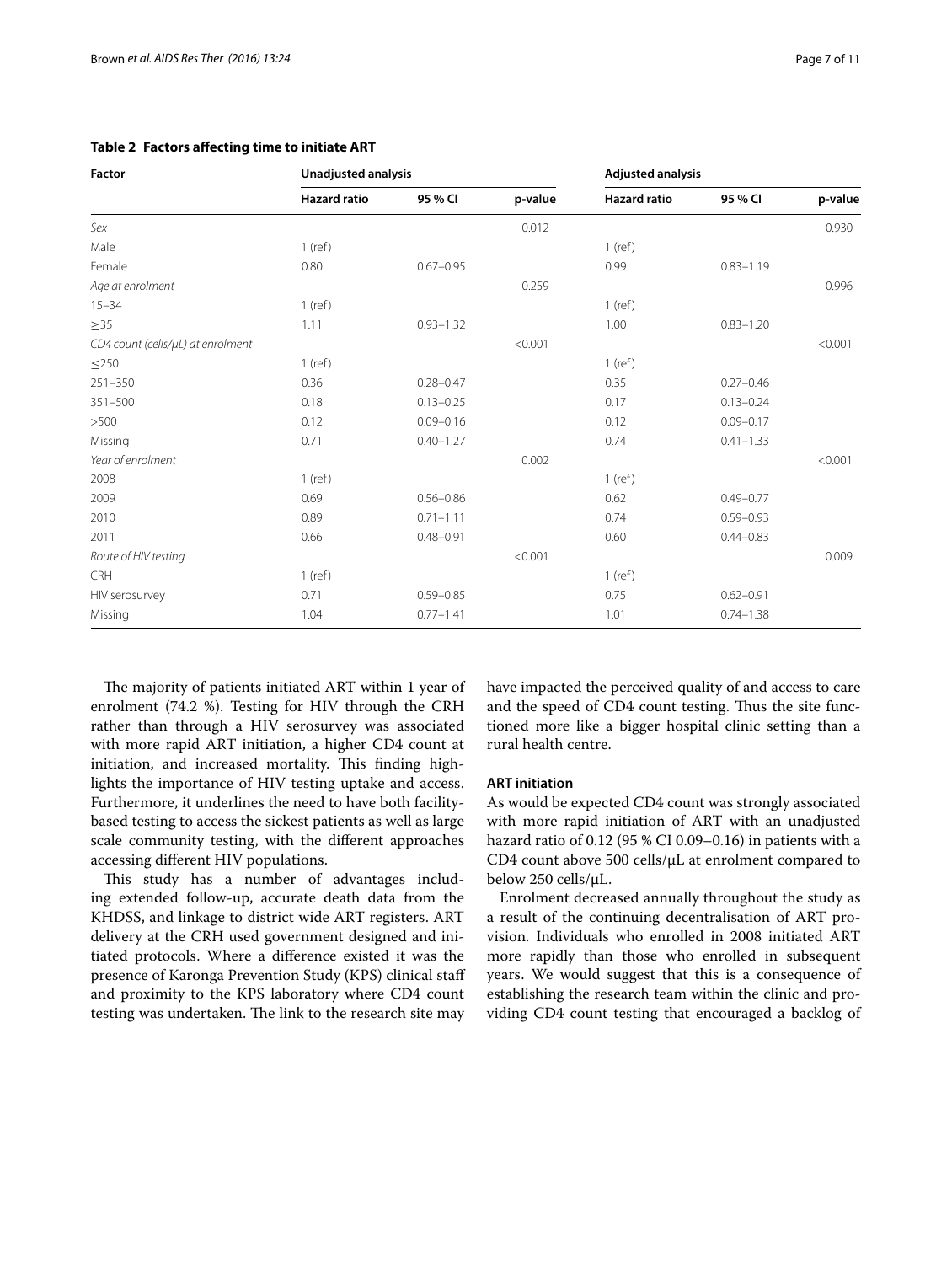**Table 2 Factors affecting time to initiate ART**

| Factor | Unadjusted analysis | | | Adjusted analysis | | |
|---|---|---|---|---|---|---|
| | Hazard ratio | 95 % CI | p-value | Hazard ratio | 95 % CI | p-value |
| *Sex* | | | 0.012 | | | 0.930 |
| Male | 1 (ref) | | | 1 (ref) | | |
| Female | 0.80 | 0.67–0.95 | | 0.99 | 0.83–1.19 | |
| *Age at enrolment* | | | 0.259 | | | 0.996 |
| 15–34 | 1 (ref) | | | 1 (ref) | | |
| ≥35 | 1.11 | 0.93–1.32 | | 1.00 | 0.83–1.20 | |
| *CD4 count (cells/μL) at enrolment* | | | <0.001 | | | <0.001 |
| ≤250 | 1 (ref) | | | 1 (ref) | | |
| 251–350 | 0.36 | 0.28–0.47 | | 0.35 | 0.27–0.46 | |
| 351–500 | 0.18 | 0.13–0.25 | | 0.17 | 0.13–0.24 | |
| >500 | 0.12 | 0.09–0.16 | | 0.12 | 0.09–0.17 | |
| Missing | 0.71 | 0.40–1.27 | | 0.74 | 0.41–1.33 | |
| *Year of enrolment* | | | 0.002 | | | <0.001 |
| 2008 | 1 (ref) | | | 1 (ref) | | |
| 2009 | 0.69 | 0.56–0.86 | | 0.62 | 0.49–0.77 | |
| 2010 | 0.89 | 0.71–1.11 | | 0.74 | 0.59–0.93 | |
| 2011 | 0.66 | 0.48–0.91 | | 0.60 | 0.44–0.83 | |
| *Route of HIV testing* | | | <0.001 | | | 0.009 |
| CRH | 1 (ref) | | | 1 (ref) | | |
| HIV serosurvey | 0.71 | 0.59–0.85 | | 0.75 | 0.62–0.91 | |
| Missing | 1.04 | 0.77–1.41 | | 1.01 | 0.74–1.38 | |

The majority of patients initiated ART within 1 year of enrolment (74.2 %). Testing for HIV through the CRH rather than through a HIV serosurvey was associated with more rapid ART initiation, a higher CD4 count at initiation, and increased mortality. This finding highlights the importance of HIV testing uptake and access. Furthermore, it underlines the need to have both facility-based testing to access the sickest patients as well as large scale community testing, with the different approaches accessing different HIV populations.

This study has a number of advantages including extended follow-up, accurate death data from the KHDSS, and linkage to district wide ART registers. ART delivery at the CRH used government designed and initiated protocols. Where a difference existed it was the presence of Karonga Prevention Study (KPS) clinical staff and proximity to the KPS laboratory where CD4 count testing was undertaken. The link to the research site may have impacted the perceived quality of and access to care and the speed of CD4 count testing. Thus the site functioned more like a bigger hospital clinic setting than a rural health centre.

### ART initiation

As would be expected CD4 count was strongly associated with more rapid initiation of ART with an unadjusted hazard ratio of 0.12 (95 % CI 0.09–0.16) in patients with a CD4 count above 500 cells/μL at enrolment compared to below 250 cells/μL.

Enrolment decreased annually throughout the study as a result of the continuing decentralisation of ART provision. Individuals who enrolled in 2008 initiated ART more rapidly than those who enrolled in subsequent years. We would suggest that this is a consequence of establishing the research team within the clinic and providing CD4 count testing that encouraged a backlog of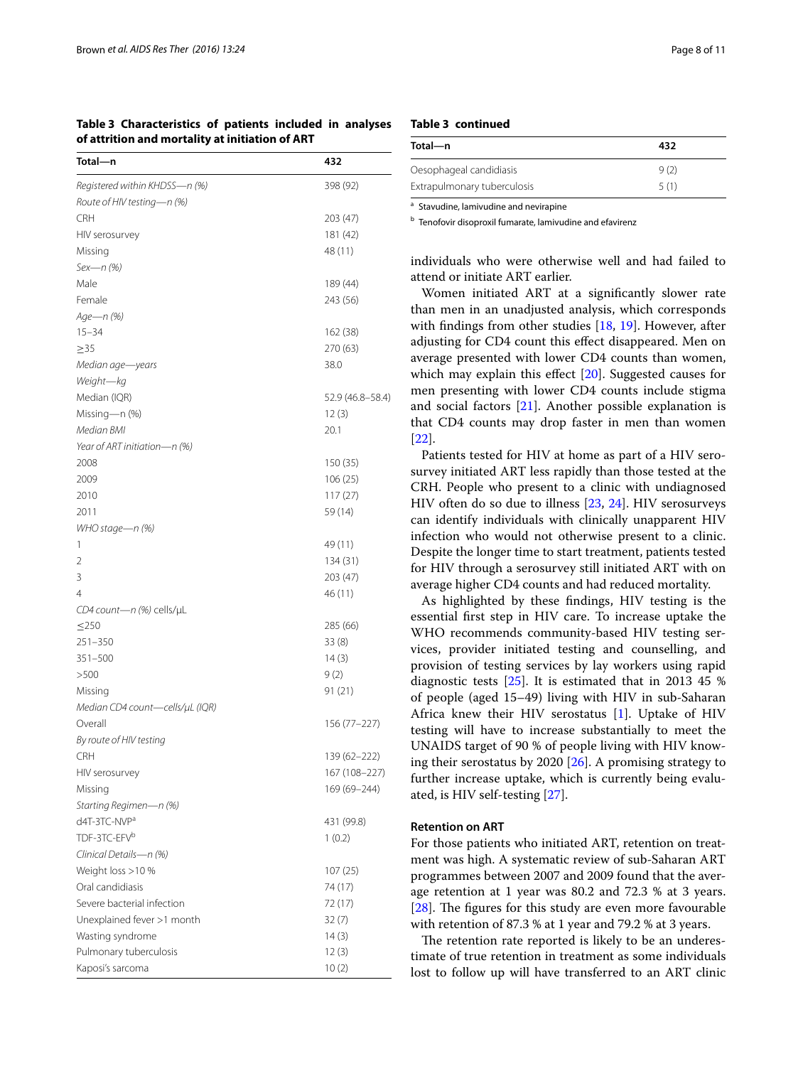**Table 3 Characteristics of patients included in analyses of attrition and mortality at initiation of ART**

| Total—n | 432 |
|---|---|
| *Registered within KHDSS—n (%)* | 398 (92) |
| *Route of HIV testing—n (%)* | |
| CRH | 203 (47) |
| HIV serosurvey | 181 (42) |
| Missing | 48 (11) |
| *Sex—n (%)* | |
| Male | 189 (44) |
| Female | 243 (56) |
| *Age—n (%)* | |
| 15–34 | 162 (38) |
| ≥35 | 270 (63) |
| *Median age—years* | 38.0 |
| *Weight—kg* | |
| Median (IQR) | 52.9 (46.8–58.4) |
| Missing—n (%) | 12 (3) |
| *Median BMI* | 20.1 |
| *Year of ART initiation—n (%)* | |
| 2008 | 150 (35) |
| 2009 | 106 (25) |
| 2010 | 117 (27) |
| 2011 | 59 (14) |
| *WHO stage—n (%)* | |
| 1 | 49 (11) |
| 2 | 134 (31) |
| 3 | 203 (47) |
| 4 | 46 (11) |
| *CD4 count—n (%) cells/μL* | |
| ≤250 | 285 (66) |
| 251–350 | 33 (8) |
| 351–500 | 14 (3) |
| >500 | 9 (2) |
| Missing | 91 (21) |
| *Median CD4 count—cells/μL (IQR)* | |
| Overall | 156 (77–227) |
| *By route of HIV testing* | |
| CRH | 139 (62–222) |
| HIV serosurvey | 167 (108–227) |
| Missing | 169 (69–244) |
| *Starting Regimen—n (%)* | |
| d4T-3TC-NVP[a] | 431 (99.8) |
| TDF-3TC-EFV[b] | 1 (0.2) |
| *Clinical Details—n (%)* | |
| Weight loss >10 % | 107 (25) |
| Oral candidiasis | 74 (17) |
| Severe bacterial infection | 72 (17) |
| Unexplained fever >1 month | 32 (7) |
| Wasting syndrome | 14 (3) |
| Pulmonary tuberculosis | 12 (3) |
| Kaposi's sarcoma | 10 (2) |
| Oesophageal candidiasis | 9 (2) |
| Extrapulmonary tuberculosis | 5 (1) |

[a] Stavudine, lamivudine and nevirapine

[b] Tenofovir disoproxil fumarate, lamivudine and efavirenz

individuals who were otherwise well and had failed to attend or initiate ART earlier.

Women initiated ART at a significantly slower rate than men in an unadjusted analysis, which corresponds with findings from other studies [18, 19]. However, after adjusting for CD4 count this effect disappeared. Men on average presented with lower CD4 counts than women, which may explain this effect [20]. Suggested causes for men presenting with lower CD4 counts include stigma and social factors [21]. Another possible explanation is that CD4 counts may drop faster in men than women [22].

Patients tested for HIV at home as part of a HIV serosurvey initiated ART less rapidly than those tested at the CRH. People who present to a clinic with undiagnosed HIV often do so due to illness [23, 24]. HIV serosurveys can identify individuals with clinically unapparent HIV infection who would not otherwise present to a clinic. Despite the longer time to start treatment, patients tested for HIV through a serosurvey still initiated ART with on average higher CD4 counts and had reduced mortality.

As highlighted by these findings, HIV testing is the essential first step in HIV care. To increase uptake the WHO recommends community-based HIV testing services, provider initiated testing and counselling, and provision of testing services by lay workers using rapid diagnostic tests [25]. It is estimated that in 2013 45 % of people (aged 15–49) living with HIV in sub-Saharan Africa knew their HIV serostatus [1]. Uptake of HIV testing will have to increase substantially to meet the UNAIDS target of 90 % of people living with HIV knowing their serostatus by 2020 [26]. A promising strategy to further increase uptake, which is currently being evaluated, is HIV self-testing [27].

### Retention on ART

For those patients who initiated ART, retention on treatment was high. A systematic review of sub-Saharan ART programmes between 2007 and 2009 found that the average retention at 1 year was 80.2 and 72.3 % at 3 years. [28]. The figures for this study are even more favourable with retention of 87.3 % at 1 year and 79.2 % at 3 years.

The retention rate reported is likely to be an underestimate of true retention in treatment as some individuals lost to follow up will have transferred to an ART clinic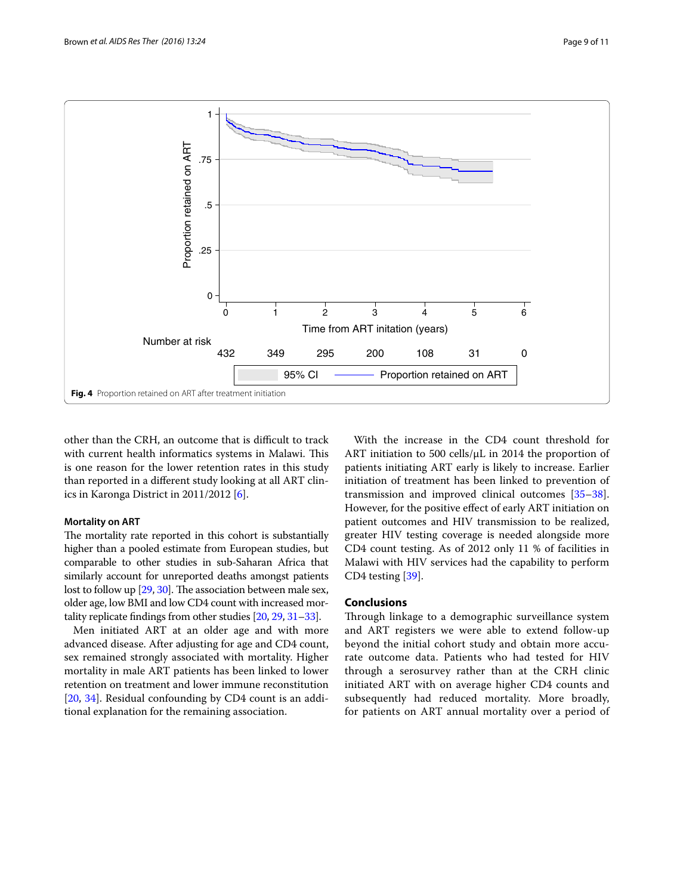Fig. 4 Proportion retained on ART after treatment initiation

other than the CRH, an outcome that is difficult to track with current health informatics systems in Malawi. This is one reason for the lower retention rates in this study than reported in a different study looking at all ART clinics in Karonga District in 2011/2012 [6].

### Mortality on ART

The mortality rate reported in this cohort is substantially higher than a pooled estimate from European studies, but comparable to other studies in sub-Saharan Africa that similarly account for unreported deaths amongst patients lost to follow up [29, 30]. The association between male sex, older age, low BMI and low CD4 count with increased mortality replicate findings from other studies [20, 29, 31–33].

Men initiated ART at an older age and with more advanced disease. After adjusting for age and CD4 count, sex remained strongly associated with mortality. Higher mortality in male ART patients has been linked to lower retention on treatment and lower immune reconstitution [20, 34]. Residual confounding by CD4 count is an additional explanation for the remaining association.

With the increase in the CD4 count threshold for ART initiation to 500 cells/μL in 2014 the proportion of patients initiating ART early is likely to increase. Earlier initiation of treatment has been linked to prevention of transmission and improved clinical outcomes [35–38]. However, for the positive effect of early ART initiation on patient outcomes and HIV transmission to be realized, greater HIV testing coverage is needed alongside more CD4 count testing. As of 2012 only 11 % of facilities in Malawi with HIV services had the capability to perform CD4 testing [39].

## Conclusions

Through linkage to a demographic surveillance system and ART registers we were able to extend follow-up beyond the initial cohort study and obtain more accurate outcome data. Patients who had tested for HIV through a serosurvey rather than at the CRH clinic initiated ART with on average higher CD4 counts and subsequently had reduced mortality. More broadly, for patients on ART annual mortality over a period of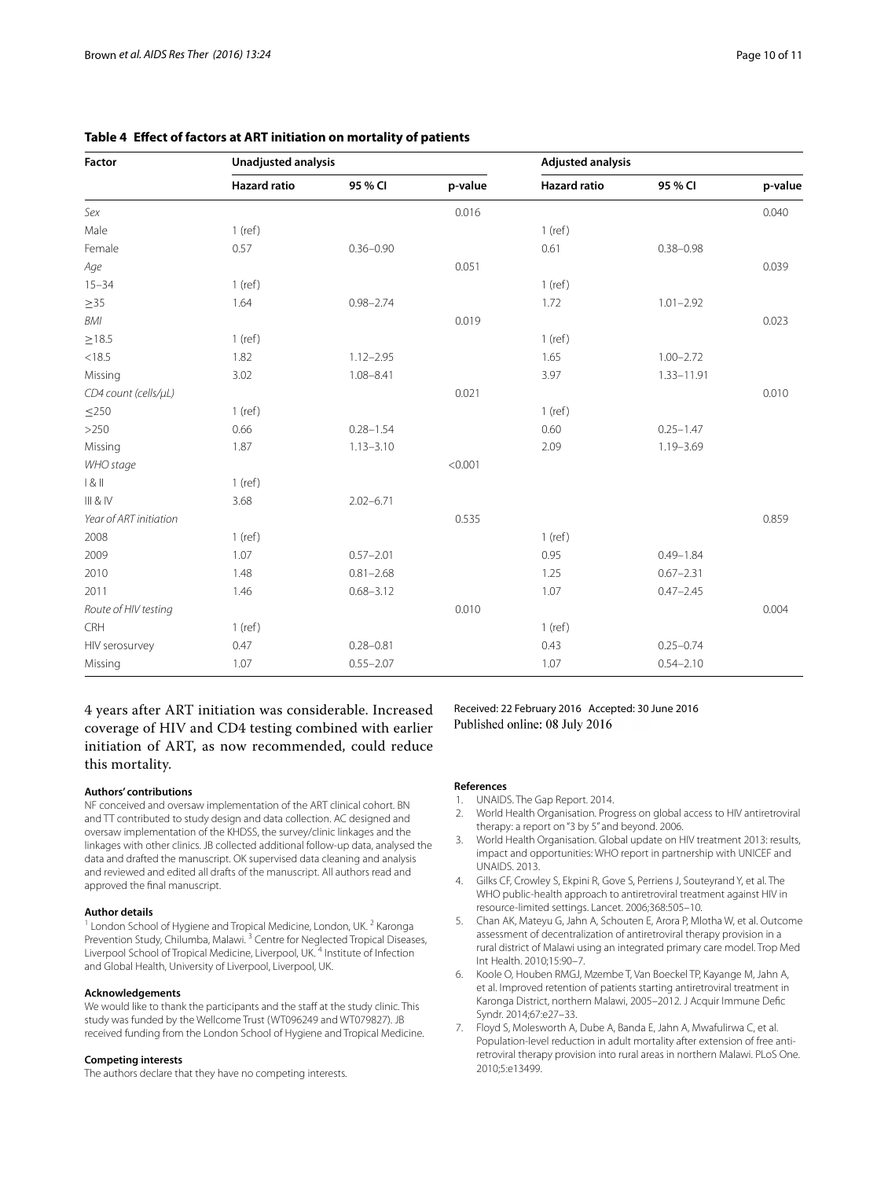**Table 4 Effect of factors at ART initiation on mortality of patients**

| Factor | Unadjusted analysis | | | Adjusted analysis | | |
|---|---|---|---|---|---|---|
| | Hazard ratio | 95 % CI | p-value | Hazard ratio | 95 % CI | p-value |
| *Sex* | | | 0.016 | | | 0.040 |
| Male | 1 (ref) | | | 1 (ref) | | |
| Female | 0.57 | 0.36–0.90 | | 0.61 | 0.38–0.98 | |
| *Age* | | | 0.051 | | | 0.039 |
| 15–34 | 1 (ref) | | | 1 (ref) | | |
| ≥35 | 1.64 | 0.98–2.74 | | 1.72 | 1.01–2.92 | |
| *BMI* | | | 0.019 | | | 0.023 |
| ≥18.5 | 1 (ref) | | | 1 (ref) | | |
| <18.5 | 1.82 | 1.12–2.95 | | 1.65 | 1.00–2.72 | |
| Missing | 3.02 | 1.08–8.41 | | 3.97 | 1.33–11.91 | |
| *CD4 count (cells/μL)* | | | 0.021 | | | 0.010 |
| ≤250 | 1 (ref) | | | 1 (ref) | | |
| >250 | 0.66 | 0.28–1.54 | | 0.60 | 0.25–1.47 | |
| Missing | 1.87 | 1.13–3.10 | | 2.09 | 1.19–3.69 | |
| *WHO stage* | | | <0.001 | | | |
| I & II | 1 (ref) | | | | | |
| III & IV | 3.68 | 2.02–6.71 | | | | |
| *Year of ART initiation* | | | 0.535 | | | 0.859 |
| 2008 | 1 (ref) | | | 1 (ref) | | |
| 2009 | 1.07 | 0.57–2.01 | | 0.95 | 0.49–1.84 | |
| 2010 | 1.48 | 0.81–2.68 | | 1.25 | 0.67–2.31 | |
| 2011 | 1.46 | 0.68–3.12 | | 1.07 | 0.47–2.45 | |
| *Route of HIV testing* | | | 0.010 | | | 0.004 |
| CRH | 1 (ref) | | | 1 (ref) | | |
| HIV serosurvey | 0.47 | 0.28–0.81 | | 0.43 | 0.25–0.74 | |
| Missing | 1.07 | 0.55–2.07 | | 1.07 | 0.54–2.10 | |

4 years after ART initiation was considerable. Increased coverage of HIV and CD4 testing combined with earlier initiation of ART, as now recommended, could reduce this mortality.

#### Authors' contributions

NF conceived and oversaw implementation of the ART clinical cohort. BN and TT contributed to study design and data collection. AC designed and oversaw implementation of the KHDSS, the survey/clinic linkages and the linkages with other clinics. JB collected additional follow-up data, analysed the data and drafted the manuscript. OK supervised data cleaning and analysis and reviewed and edited all drafts of the manuscript. All authors read and approved the final manuscript.

#### Author details

[1] London School of Hygiene and Tropical Medicine, London, UK. [2] Karonga Prevention Study, Chilumba, Malawi. [3] Centre for Neglected Tropical Diseases, Liverpool School of Tropical Medicine, Liverpool, UK. [4] Institute of Infection and Global Health, University of Liverpool, Liverpool, UK.

#### Acknowledgements

We would like to thank the participants and the staff at the study clinic. This study was funded by the Wellcome Trust (WT096249 and WT079827). JB received funding from the London School of Hygiene and Tropical Medicine.

#### Competing interests

The authors declare that they have no competing interests.

Received: 22 February 2016 Accepted: 30 June 2016
Published online: 08 July 2016

#### References

1. UNAIDS. The Gap Report. 2014.
2. World Health Organisation. Progress on global access to HIV antiretroviral therapy: a report on "3 by 5" and beyond. 2006.
3. World Health Organisation. Global update on HIV treatment 2013: results, impact and opportunities: WHO report in partnership with UNICEF and UNAIDS. 2013.
4. Gilks CF, Crowley S, Ekpini R, Gove S, Perriens J, Souteyrand Y, et al. The WHO public-health approach to antiretroviral treatment against HIV in resource-limited settings. Lancet. 2006;368:505–10.
5. Chan AK, Mateyu G, Jahn A, Schouten E, Arora P, Mlotha W, et al. Outcome assessment of decentralization of antiretroviral therapy provision in a rural district of Malawi using an integrated primary care model. Trop Med Int Health. 2010;15:90–7.
6. Koole O, Houben RMGJ, Mzembe T, Van Boeckel TP, Kayange M, Jahn A, et al. Improved retention of patients starting antiretroviral treatment in Karonga District, northern Malawi, 2005–2012. J Acquir Immune Defic Syndr. 2014;67:e27–33.
7. Floyd S, Molesworth A, Dube A, Banda E, Jahn A, Mwafulirwa C, et al. Population-level reduction in adult mortality after extension of free antiretroviral therapy provision into rural areas in northern Malawi. PLoS One. 2010;5:e13499.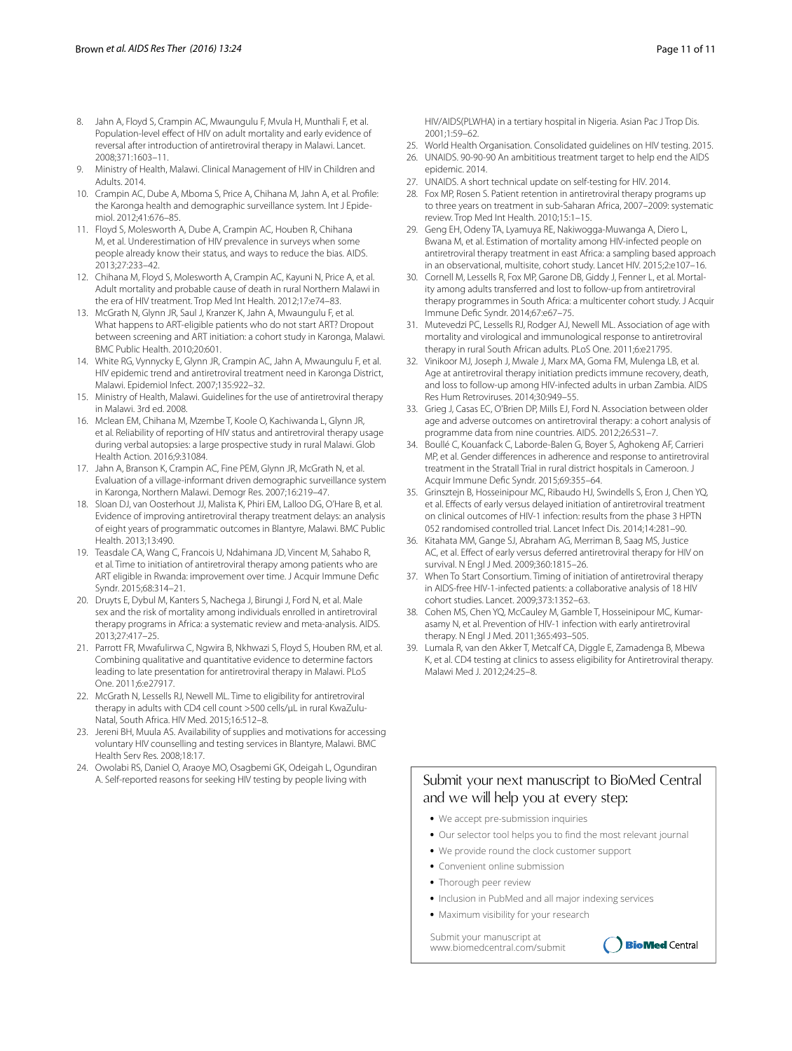8. Jahn A, Floyd S, Crampin AC, Mwaungulu F, Mvula H, Munthali F, et al. Population-level effect of HIV on adult mortality and early evidence of reversal after introduction of antiretroviral therapy in Malawi. Lancet. 2008;371:1603–11.
9. Ministry of Health, Malawi. Clinical Management of HIV in Children and Adults. 2014.
10. Crampin AC, Dube A, Mboma S, Price A, Chihana M, Jahn A, et al. Profile: the Karonga health and demographic surveillance system. Int J Epidemiol. 2012;41:676–85.
11. Floyd S, Molesworth A, Dube A, Crampin AC, Houben R, Chihana M, et al. Underestimation of HIV prevalence in surveys when some people already know their status, and ways to reduce the bias. AIDS. 2013;27:233–42.
12. Chihana M, Floyd S, Molesworth A, Crampin AC, Kayuni N, Price A, et al. Adult mortality and probable cause of death in rural Northern Malawi in the era of HIV treatment. Trop Med Int Health. 2012;17:e74–83.
13. McGrath N, Glynn JR, Saul J, Kranzer K, Jahn A, Mwaungulu F, et al. What happens to ART-eligible patients who do not start ART? Dropout between screening and ART initiation: a cohort study in Karonga, Malawi. BMC Public Health. 2010;20:601.
14. White RG, Vynnycky E, Glynn JR, Crampin AC, Jahn A, Mwaungulu F, et al. HIV epidemic trend and antiretroviral treatment need in Karonga District, Malawi. Epidemiol Infect. 2007;135:922–32.
15. Ministry of Health, Malawi. Guidelines for the use of antiretroviral therapy in Malawi. 3rd ed. 2008.
16. Mclean EM, Chihana M, Mzembe T, Koole O, Kachiwanda L, Glynn JR, et al. Reliability of reporting of HIV status and antiretroviral therapy usage during verbal autopsies: a large prospective study in rural Malawi. Glob Health Action. 2016;9:31084.
17. Jahn A, Branson K, Crampin AC, Fine PEM, Glynn JR, McGrath N, et al. Evaluation of a village-informant driven demographic surveillance system in Karonga, Northern Malawi. Demogr Res. 2007;16:219–47.
18. Sloan DJ, van Oosterhout JJ, Malista K, Phiri EM, Lalloo DG, O'Hare B, et al. Evidence of improving antiretroviral therapy treatment delays: an analysis of eight years of programmatic outcomes in Blantyre, Malawi. BMC Public Health. 2013;13:490.
19. Teasdale CA, Wang C, Francois U, Ndahimana JD, Vincent M, Sahabo R, et al. Time to initiation of antiretroviral therapy among patients who are ART eligible in Rwanda: improvement over time. J Acquir Immune Defic Syndr. 2015;68:314–21.
20. Druyts E, Dybul M, Kanters S, Nachega J, Birungi J, Ford N, et al. Male sex and the risk of mortality among individuals enrolled in antiretroviral therapy programs in Africa: a systematic review and meta-analysis. AIDS. 2013;27:417–25.
21. Parrott FR, Mwafulirwa C, Ngwira B, Nkhwazi S, Floyd S, Houben RM, et al. Combining qualitative and quantitative evidence to determine factors leading to late presentation for antiretroviral therapy in Malawi. PLoS One. 2011;6:e27917.
22. McGrath N, Lessells RJ, Newell ML. Time to eligibility for antiretroviral therapy in adults with CD4 cell count >500 cells/μL in rural KwaZulu-Natal, South Africa. HIV Med. 2015;16:512–8.
23. Jereni BH, Muula AS. Availability of supplies and motivations for accessing voluntary HIV counselling and testing services in Blantyre, Malawi. BMC Health Serv Res. 2008;18:17.
24. Owolabi RS, Daniel O, Araoye MO, Osagbemi GK, Odeigah L, Ogundiran A. Self-reported reasons for seeking HIV testing by people living with HIV/AIDS(PLWHA) in a tertiary hospital in Nigeria. Asian Pac J Trop Dis. 2001;1:59–62.
25. World Health Organisation. Consolidated guidelines on HIV testing. 2015.
26. UNAIDS. 90-90-90 An ambititious treatment target to help end the AIDS epidemic. 2014.
27. UNAIDS. A short technical update on self-testing for HIV. 2014.
28. Fox MP, Rosen S. Patient retention in antiretroviral therapy programs up to three years on treatment in sub-Saharan Africa, 2007–2009: systematic review. Trop Med Int Health. 2010;15:1–15.
29. Geng EH, Odeny TA, Lyamuya RE, Nakiwogga-Muwanga A, Diero L, Bwana M, et al. Estimation of mortality among HIV-infected people on antiretroviral therapy treatment in east Africa: a sampling based approach in an observational, multisite, cohort study. Lancet HIV. 2015;2:e107–16.
30. Cornell M, Lessells R, Fox MP, Garone DB, Giddy J, Fenner L, et al. Mortality among adults transferred and lost to follow-up from antiretroviral therapy programmes in South Africa: a multicenter cohort study. J Acquir Immune Defic Syndr. 2014;67:e67–75.
31. Mutevedzi PC, Lessells RJ, Rodger AJ, Newell ML. Association of age with mortality and virological and immunological response to antiretroviral therapy in rural South African adults. PLoS One. 2011;6:e21795.
32. Vinikoor MJ, Joseph J, Mwale J, Marx MA, Goma FM, Mulenga LB, et al. Age at antiretroviral therapy initiation predicts immune recovery, death, and loss to follow-up among HIV-infected adults in urban Zambia. AIDS Res Hum Retroviruses. 2014;30:949–55.
33. Grieg J, Casas EC, O'Brien DP, Mills EJ, Ford N. Association between older age and adverse outcomes on antiretroviral therapy: a cohort analysis of programme data from nine countries. AIDS. 2012;26:S31–7.
34. Boullé C, Kouanfack C, Laborde-Balen G, Boyer S, Aghokeng AF, Carrieri MP, et al. Gender differences in adherence and response to antiretroviral treatment in the Stratall Trial in rural district hospitals in Cameroon. J Acquir Immune Defic Syndr. 2015;69:355–64.
35. Grinsztejn B, Hosseinipour MC, Ribaudo HJ, Swindells S, Eron J, Chen YQ, et al. Effects of early versus delayed initiation of antiretroviral treatment on clinical outcomes of HIV-1 infection: results from the phase 3 HPTN 052 randomised controlled trial. Lancet Infect Dis. 2014;14:281–90.
36. Kitahata MM, Gange SJ, Abraham AG, Merriman B, Saag MS, Justice AC, et al. Effect of early versus deferred antiretroviral therapy for HIV on survival. N Engl J Med. 2009;360:1815–26.
37. When To Start Consortium. Timing of initiation of antiretroviral therapy in AIDS-free HIV-1-infected patients: a collaborative analysis of 18 HIV cohort studies. Lancet. 2009;373:1352–63.
38. Cohen MS, Chen YQ, McCauley M, Gamble T, Hosseinipour MC, Kumarasamy N, et al. Prevention of HIV-1 infection with early antiretroviral therapy. N Engl J Med. 2011;365:493–505.
39. Lumala R, van den Akker T, Metcalf CA, Diggle E, Zamadenga B, Mbewa K, et al. CD4 testing at clinics to assess eligibility for Antiretroviral therapy. Malawi Med J. 2012;24:25–8.

Submit your next manuscript to BioMed Central and we will help you at every step:

- We accept pre-submission inquiries
- Our selector tool helps you to find the most relevant journal
- We provide round the clock customer support
- Convenient online submission
- Thorough peer review
- Inclusion in PubMed and all major indexing services
- Maximum visibility for your research

Submit your manuscript at www.biomedcentral.com/submit

BioMed Central